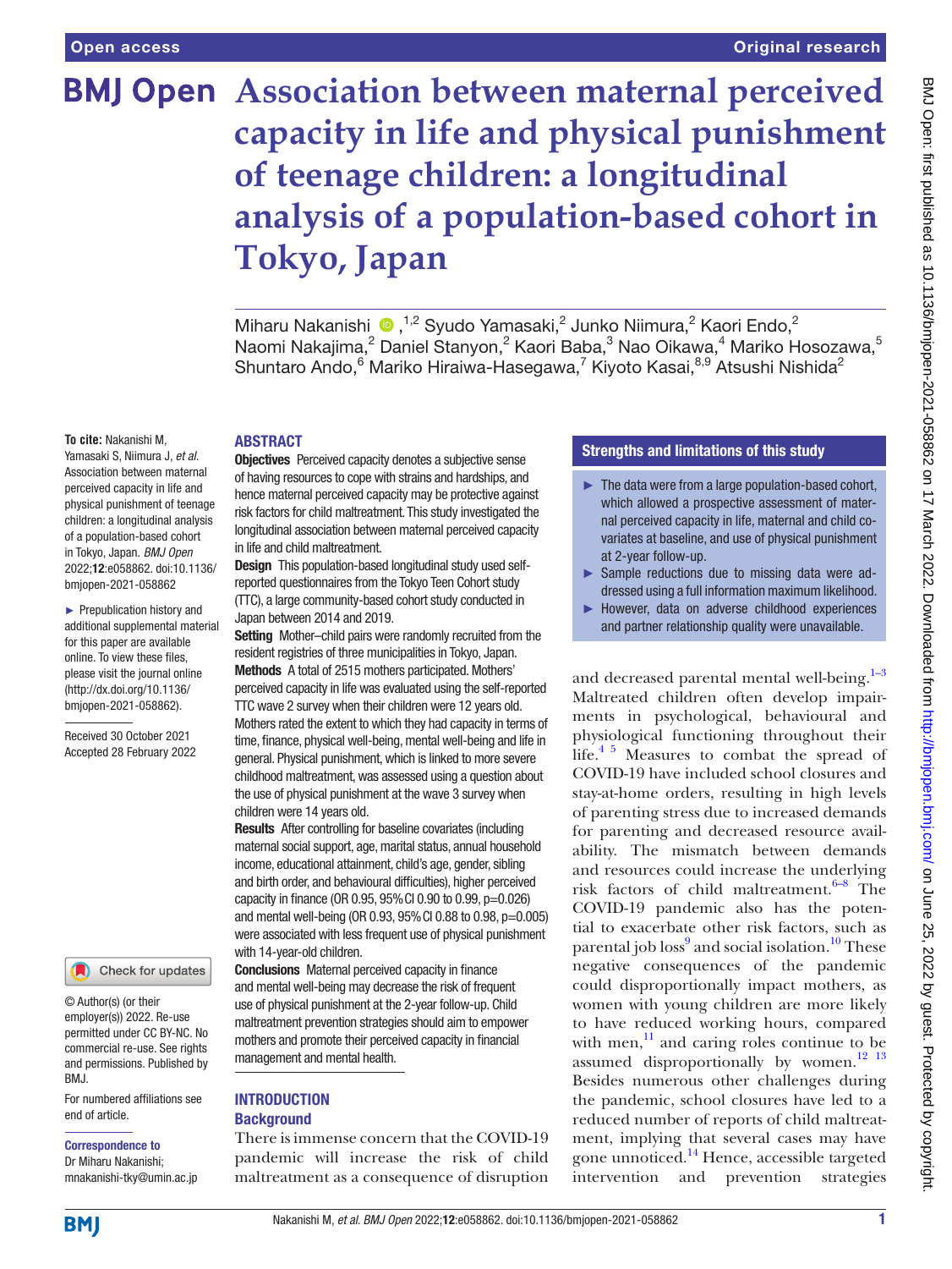# Association between maternal perceived capacity in life and physical punishment of teenage children: a longitudinal analysis of a population-based cohort in Tokyo, Japan

Miharu Nakanishi ,[1,2] Syudo Yamasaki,[2] Junko Niimura,[2] Kaori Endo,[2] Naomi Nakajima,[2] Daniel Stanyon,[2] Kaori Baba,[3] Nao Oikawa,[4] Mariko Hosozawa,[5] Shuntaro Ando,[6] Mariko Hiraiwa-Hasegawa,[7] Kiyoto Kasai,[8,9] Atsushi Nishida[2]

**To cite:** Nakanishi M, Yamasaki S, Niimura J, *et al.* Association between maternal perceived capacity in life and physical punishment of teenage children: a longitudinal analysis of a population-based cohort in Tokyo, Japan. *BMJ Open* 2022;**12**:e058862. doi:10.1136/bmjopen-2021-058862

► Prepublication history and additional supplemental material for this paper are available online. To view these files, please visit the journal online (http://dx.doi.org/10.1136/bmjopen-2021-058862).

Received 30 October 2021
Accepted 28 February 2022

© Author(s) (or their employer(s)) 2022. Re-use permitted under CC BY-NC. No commercial re-use. See rights and permissions. Published by BMJ.

For numbered affiliations see end of article.

**Correspondence to**
Dr Miharu Nakanishi;
mnakanishi-tky@umin.ac.jp

## ABSTRACT

**Objectives** Perceived capacity denotes a subjective sense of having resources to cope with strains and hardships, and hence maternal perceived capacity may be protective against risk factors for child maltreatment. This study investigated the longitudinal association between maternal perceived capacity in life and child maltreatment.

**Design** This population-based longitudinal study used self-reported questionnaires from the Tokyo Teen Cohort study (TTC), a large community-based cohort study conducted in Japan between 2014 and 2019.

**Setting** Mother–child pairs were randomly recruited from the resident registries of three municipalities in Tokyo, Japan.

**Methods** A total of 2515 mothers participated. Mothers' perceived capacity in life was evaluated using the self-reported TTC wave 2 survey when their children were 12 years old. Mothers rated the extent to which they had capacity in terms of time, finance, physical well-being, mental well-being and life in general. Physical punishment, which is linked to more severe childhood maltreatment, was assessed using a question about the use of physical punishment at the wave 3 survey when children were 14 years old.

**Results** After controlling for baseline covariates (including maternal social support, age, marital status, annual household income, educational attainment, child's age, gender, sibling and birth order, and behavioural difficulties), higher perceived capacity in finance (OR 0.95, 95% CI 0.90 to 0.99, p=0.026) and mental well-being (OR 0.93, 95% CI 0.88 to 0.98, p=0.005) were associated with less frequent use of physical punishment with 14-year-old children.

**Conclusions** Maternal perceived capacity in finance and mental well-being may decrease the risk of frequent use of physical punishment at the 2-year follow-up. Child maltreatment prevention strategies should aim to empower mothers and promote their perceived capacity in financial management and mental health.

### Strengths and limitations of this study

- ► The data were from a large population-based cohort, which allowed a prospective assessment of maternal perceived capacity in life, maternal and child covariates at baseline, and use of physical punishment at 2-year follow-up.
- ► Sample reductions due to missing data were addressed using a full information maximum likelihood.
- ► However, data on adverse childhood experiences and partner relationship quality were unavailable.

## INTRODUCTION

### Background

There is immense concern that the COVID-19 pandemic will increase the risk of child maltreatment as a consequence of disruption and decreased parental mental well-being.[1–3] Maltreated children often develop impairments in psychological, behavioural and physiological functioning throughout their life.[4 5] Measures to combat the spread of COVID-19 have included school closures and stay-at-home orders, resulting in high levels of parenting stress due to increased demands for parenting and decreased resource availability. The mismatch between demands and resources could increase the underlying risk factors of child maltreatment.[6–8] The COVID-19 pandemic also has the potential to exacerbate other risk factors, such as parental job loss[9] and social isolation.[10] These negative consequences of the pandemic could disproportionally impact mothers, as women with young children are more likely to have reduced working hours, compared with men,[11] and caring roles continue to be assumed disproportionally by women.[12 13] Besides numerous other challenges during the pandemic, school closures have led to a reduced number of reports of child maltreatment, implying that several cases may have gone unnoticed.[14] Hence, accessible targeted intervention and prevention strategies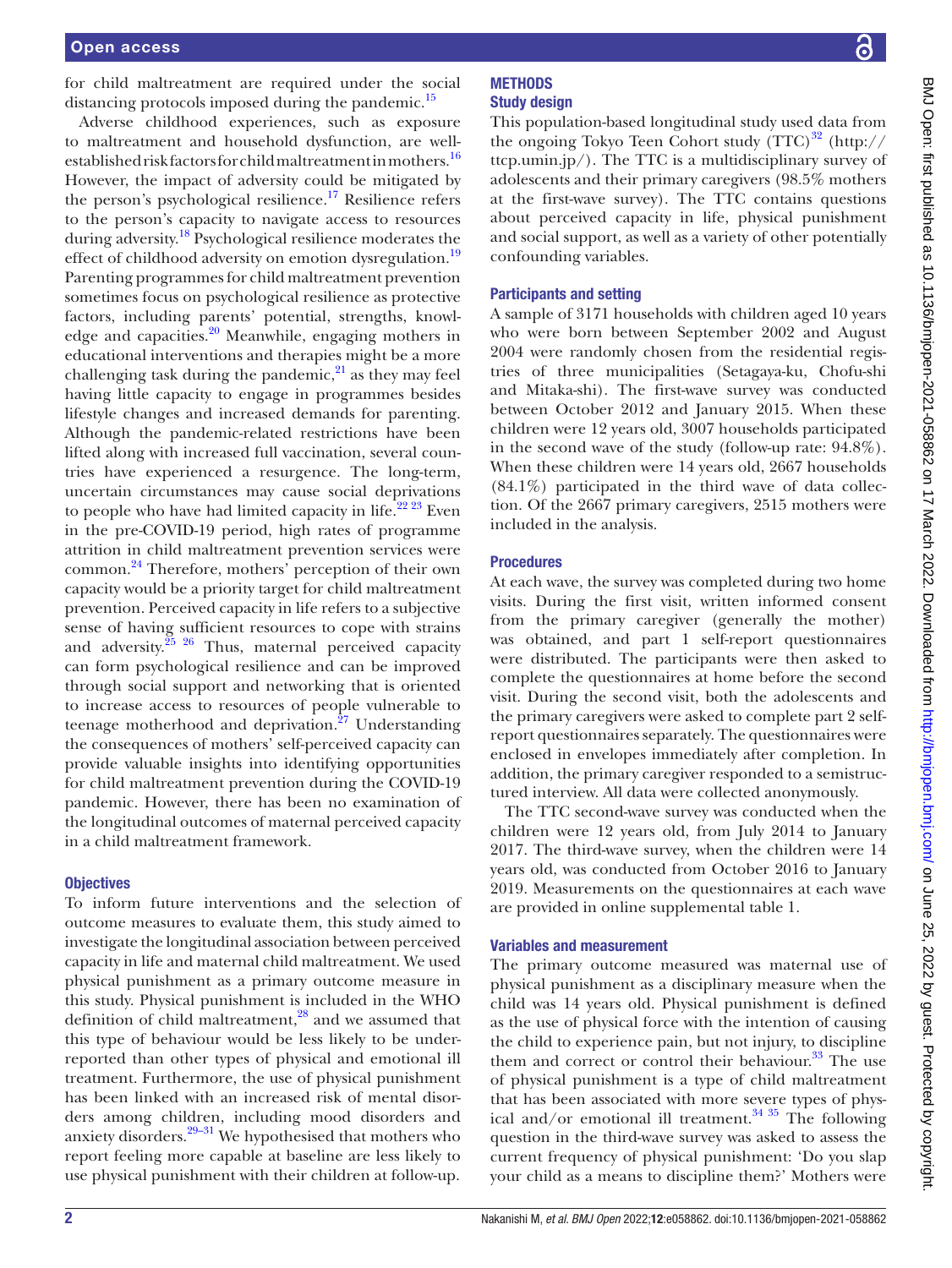for child maltreatment are required under the social distancing protocols imposed during the pandemic.[15]

Adverse childhood experiences, such as exposure to maltreatment and household dysfunction, are well-established risk factors for child maltreatment in mothers.[16] However, the impact of adversity could be mitigated by the person's psychological resilience.[17] Resilience refers to the person's capacity to navigate access to resources during adversity.[18] Psychological resilience moderates the effect of childhood adversity on emotion dysregulation.[19] Parenting programmes for child maltreatment prevention sometimes focus on psychological resilience as protective factors, including parents' potential, strengths, knowledge and capacities.[20] Meanwhile, engaging mothers in educational interventions and therapies might be a more challenging task during the pandemic,[21] as they may feel having little capacity to engage in programmes besides lifestyle changes and increased demands for parenting. Although the pandemic-related restrictions have been lifted along with increased full vaccination, several countries have experienced a resurgence. The long-term, uncertain circumstances may cause social deprivations to people who have had limited capacity in life.[22 23] Even in the pre-COVID-19 period, high rates of programme attrition in child maltreatment prevention services were common.[24] Therefore, mothers' perception of their own capacity would be a priority target for child maltreatment prevention. Perceived capacity in life refers to a subjective sense of having sufficient resources to cope with strains and adversity.[25 26] Thus, maternal perceived capacity can form psychological resilience and can be improved through social support and networking that is oriented to increase access to resources of people vulnerable to teenage motherhood and deprivation.[27] Understanding the consequences of mothers' self-perceived capacity can provide valuable insights into identifying opportunities for child maltreatment prevention during the COVID-19 pandemic. However, there has been no examination of the longitudinal outcomes of maternal perceived capacity in a child maltreatment framework.

### Objectives

To inform future interventions and the selection of outcome measures to evaluate them, this study aimed to investigate the longitudinal association between perceived capacity in life and maternal child maltreatment. We used physical punishment as a primary outcome measure in this study. Physical punishment is included in the WHO definition of child maltreatment,[28] and we assumed that this type of behaviour would be less likely to be underreported than other types of physical and emotional ill treatment. Furthermore, the use of physical punishment has been linked with an increased risk of mental disorders among children, including mood disorders and anxiety disorders.[29–31] We hypothesised that mothers who report feeling more capable at baseline are less likely to use physical punishment with their children at follow-up.

## METHODS

### Study design

This population-based longitudinal study used data from the ongoing Tokyo Teen Cohort study (TTC)[32] (http://ttcp.umin.jp/). The TTC is a multidisciplinary survey of adolescents and their primary caregivers (98.5% mothers at the first-wave survey). The TTC contains questions about perceived capacity in life, physical punishment and social support, as well as a variety of other potentially confounding variables.

### Participants and setting

A sample of 3171 households with children aged 10 years who were born between September 2002 and August 2004 were randomly chosen from the residential registries of three municipalities (Setagaya-ku, Chofu-shi and Mitaka-shi). The first-wave survey was conducted between October 2012 and January 2015. When these children were 12 years old, 3007 households participated in the second wave of the study (follow-up rate: 94.8%). When these children were 14 years old, 2667 households (84.1%) participated in the third wave of data collection. Of the 2667 primary caregivers, 2515 mothers were included in the analysis.

### Procedures

At each wave, the survey was completed during two home visits. During the first visit, written informed consent from the primary caregiver (generally the mother) was obtained, and part 1 self-report questionnaires were distributed. The participants were then asked to complete the questionnaires at home before the second visit. During the second visit, both the adolescents and the primary caregivers were asked to complete part 2 self-report questionnaires separately. The questionnaires were enclosed in envelopes immediately after completion. In addition, the primary caregiver responded to a semistructured interview. All data were collected anonymously.

The TTC second-wave survey was conducted when the children were 12 years old, from July 2014 to January 2017. The third-wave survey, when the children were 14 years old, was conducted from October 2016 to January 2019. Measurements on the questionnaires at each wave are provided in online supplemental table 1.

### Variables and measurement

The primary outcome measured was maternal use of physical punishment as a disciplinary measure when the child was 14 years old. Physical punishment is defined as the use of physical force with the intention of causing the child to experience pain, but not injury, to discipline them and correct or control their behaviour.[33] The use of physical punishment is a type of child maltreatment that has been associated with more severe types of physical and/or emotional ill treatment.[34 35] The following question in the third-wave survey was asked to assess the current frequency of physical punishment: 'Do you slap your child as a means to discipline them?' Mothers were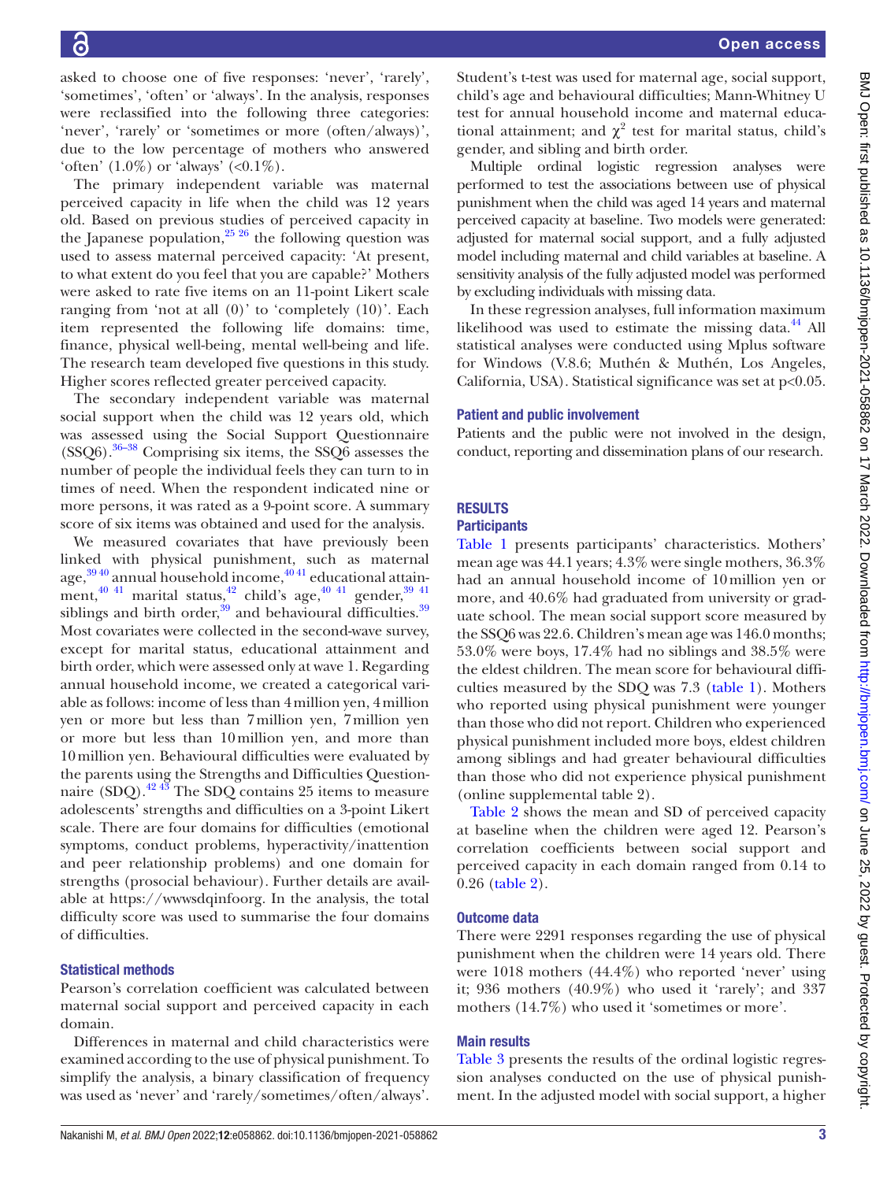asked to choose one of five responses: 'never', 'rarely', 'sometimes', 'often' or 'always'. In the analysis, responses were reclassified into the following three categories: 'never', 'rarely' or 'sometimes or more (often/always)', due to the low percentage of mothers who answered 'often' (1.0%) or 'always' (<0.1%).

The primary independent variable was maternal perceived capacity in life when the child was 12 years old. Based on previous studies of perceived capacity in the Japanese population,[25 26] the following question was used to assess maternal perceived capacity: 'At present, to what extent do you feel that you are capable?' Mothers were asked to rate five items on an 11-point Likert scale ranging from 'not at all (0)' to 'completely (10)'. Each item represented the following life domains: time, finance, physical well-being, mental well-being and life. The research team developed five questions in this study. Higher scores reflected greater perceived capacity.

The secondary independent variable was maternal social support when the child was 12 years old, which was assessed using the Social Support Questionnaire (SSQ6).[36–38] Comprising six items, the SSQ6 assesses the number of people the individual feels they can turn to in times of need. When the respondent indicated nine or more persons, it was rated as a 9-point score. A summary score of six items was obtained and used for the analysis.

We measured covariates that have previously been linked with physical punishment, such as maternal age,[39 40] annual household income,[40 41] educational attainment,[40 41] marital status,[42] child's age,[40 41] gender,[39 41] siblings and birth order,[39] and behavioural difficulties.[39] Most covariates were collected in the second-wave survey, except for marital status, educational attainment and birth order, which were assessed only at wave 1. Regarding annual household income, we created a categorical variable as follows: income of less than 4 million yen, 4 million yen or more but less than 7 million yen, 7 million yen or more but less than 10 million yen, and more than 10 million yen. Behavioural difficulties were evaluated by the parents using the Strengths and Difficulties Questionnaire (SDQ).[42 43] The SDQ contains 25 items to measure adolescents' strengths and difficulties on a 3-point Likert scale. There are four domains for difficulties (emotional symptoms, conduct problems, hyperactivity/inattention and peer relationship problems) and one domain for strengths (prosocial behaviour). Further details are available at https://wwwsdqinfoorg. In the analysis, the total difficulty score was used to summarise the four domains of difficulties.

### Statistical methods

Pearson's correlation coefficient was calculated between maternal social support and perceived capacity in each domain.

Differences in maternal and child characteristics were examined according to the use of physical punishment. To simplify the analysis, a binary classification of frequency was used as 'never' and 'rarely/sometimes/often/always'. Student's t-test was used for maternal age, social support, child's age and behavioural difficulties; Mann-Whitney U test for annual household income and maternal educational attainment; and $\chi^2$ test for marital status, child's gender, and sibling and birth order.

Multiple ordinal logistic regression analyses were performed to test the associations between use of physical punishment when the child was aged 14 years and maternal perceived capacity at baseline. Two models were generated: adjusted for maternal social support, and a fully adjusted model including maternal and child variables at baseline. A sensitivity analysis of the fully adjusted model was performed by excluding individuals with missing data.

In these regression analyses, full information maximum likelihood was used to estimate the missing data.[44] All statistical analyses were conducted using Mplus software for Windows (V.8.6; Muthén & Muthén, Los Angeles, California, USA). Statistical significance was set at $p<0.05$.

### Patient and public involvement

Patients and the public were not involved in the design, conduct, reporting and dissemination plans of our research.

## RESULTS

### Participants

Table 1 presents participants' characteristics. Mothers' mean age was 44.1 years; 4.3% were single mothers, 36.3% had an annual household income of 10 million yen or more, and 40.6% had graduated from university or graduate school. The mean social support score measured by the SSQ6 was 22.6. Children's mean age was 146.0 months; 53.0% were boys, 17.4% had no siblings and 38.5% were the eldest children. The mean score for behavioural difficulties measured by the SDQ was 7.3 (table 1). Mothers who reported using physical punishment were younger than those who did not report. Children who experienced physical punishment included more boys, eldest children among siblings and had greater behavioural difficulties than those who did not experience physical punishment (online supplemental table 2).

Table 2 shows the mean and SD of perceived capacity at baseline when the children were aged 12. Pearson's correlation coefficients between social support and perceived capacity in each domain ranged from 0.14 to 0.26 (table 2).

### Outcome data

There were 2291 responses regarding the use of physical punishment when the children were 14 years old. There were 1018 mothers (44.4%) who reported 'never' using it; 936 mothers (40.9%) who used it 'rarely'; and 337 mothers (14.7%) who used it 'sometimes or more'.

### Main results

Table 3 presents the results of the ordinal logistic regression analyses conducted on the use of physical punishment. In the adjusted model with social support, a higher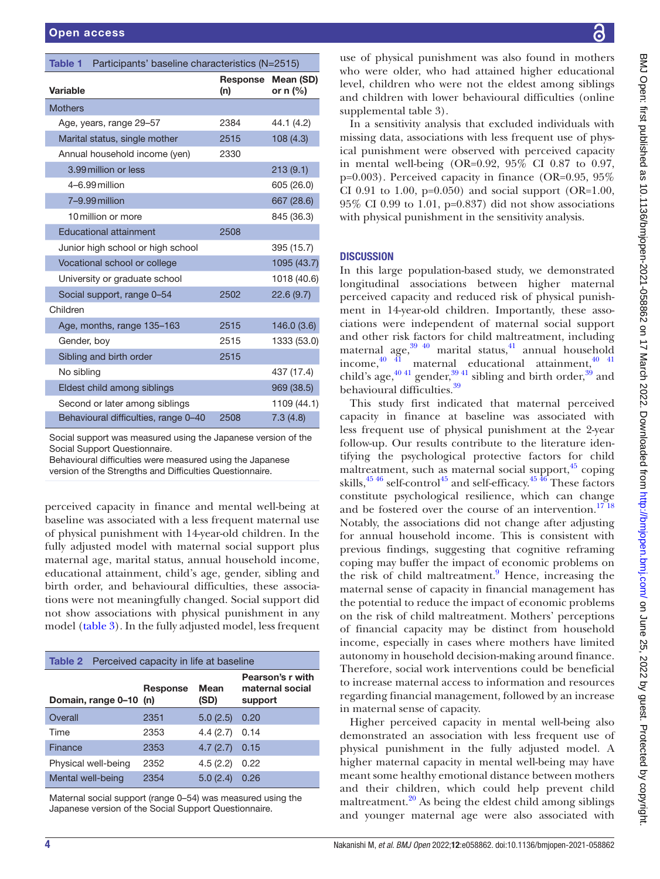Table 1 Participants' baseline characteristics (N=2515)

| Variable | Response (n) | Mean (SD) or n (%) |
|---|---|---|
| Mothers | | |
| Age, years, range 29–57 | 2384 | 44.1 (4.2) |
| Marital status, single mother | 2515 | 108 (4.3) |
| Annual household income (yen) | 2330 | |
| 3.99 million or less | | 213 (9.1) |
| 4–6.99 million | | 605 (26.0) |
| 7–9.99 million | | 667 (28.6) |
| 10 million or more | | 845 (36.3) |
| Educational attainment | 2508 | |
| Junior high school or high school | | 395 (15.7) |
| Vocational school or college | | 1095 (43.7) |
| University or graduate school | | 1018 (40.6) |
| Social support, range 0–54 | 2502 | 22.6 (9.7) |
| Children | | |
| Age, months, range 135–163 | 2515 | 146.0 (3.6) |
| Gender, boy | 2515 | 1333 (53.0) |
| Sibling and birth order | 2515 | |
| No sibling | | 437 (17.4) |
| Eldest child among siblings | | 969 (38.5) |
| Second or later among siblings | | 1109 (44.1) |
| Behavioural difficulties, range 0–40 | 2508 | 7.3 (4.8) |

Social support was measured using the Japanese version of the Social Support Questionnaire.
Behavioural difficulties were measured using the Japanese version of the Strengths and Difficulties Questionnaire.

perceived capacity in finance and mental well-being at baseline was associated with a less frequent maternal use of physical punishment with 14-year-old children. In the fully adjusted model with maternal social support plus maternal age, marital status, annual household income, educational attainment, child's age, gender, sibling and birth order, and behavioural difficulties, these associations were not meaningfully changed. Social support did not show associations with physical punishment in any model (table 3). In the fully adjusted model, less frequent

Table 2 Perceived capacity in life at baseline

| Domain, range 0–10 | Response (n) | Mean (SD) | Pearson's r with maternal social support |
|---|---|---|---|
| Overall | 2351 | 5.0 (2.5) | 0.20 |
| Time | 2353 | 4.4 (2.7) | 0.14 |
| Finance | 2353 | 4.7 (2.7) | 0.15 |
| Physical well-being | 2352 | 4.5 (2.2) | 0.22 |
| Mental well-being | 2354 | 5.0 (2.4) | 0.26 |

Maternal social support (range 0–54) was measured using the Japanese version of the Social Support Questionnaire.

use of physical punishment was also found in mothers who were older, who had attained higher educational level, children who were not the eldest among siblings and children with lower behavioural difficulties (online supplemental table 3).

In a sensitivity analysis that excluded individuals with missing data, associations with less frequent use of physical punishment were observed with perceived capacity in mental well-being (OR=0.92, 95% CI 0.87 to 0.97, p=0.003). Perceived capacity in finance (OR=0.95, 95% CI 0.91 to 1.00, p=0.050) and social support (OR=1.00, 95% CI 0.99 to 1.01, p=0.837) did not show associations with physical punishment in the sensitivity analysis.

## DISCUSSION

In this large population-based study, we demonstrated longitudinal associations between higher maternal perceived capacity and reduced risk of physical punishment in 14-year-old children. Importantly, these associations were independent of maternal social support and other risk factors for child maltreatment, including maternal age,[39 40] marital status,[41] annual household income,[40 41] maternal educational attainment,[40 41] child's age,[40 41] gender,[39 41] sibling and birth order,[39] and behavioural difficulties.[39]

This study first indicated that maternal perceived capacity in finance at baseline was associated with less frequent use of physical punishment at the 2-year follow-up. Our results contribute to the literature identifying the psychological protective factors for child maltreatment, such as maternal social support,[45] coping skills,[45 46] self-control[45] and self-efficacy.[45 46] These factors constitute psychological resilience, which can change and be fostered over the course of an intervention.[17 18] Notably, the associations did not change after adjusting for annual household income. This is consistent with previous findings, suggesting that cognitive reframing coping may buffer the impact of economic problems on the risk of child maltreatment.[9] Hence, increasing the maternal sense of capacity in financial management has the potential to reduce the impact of economic problems on the risk of child maltreatment. Mothers' perceptions of financial capacity may be distinct from household income, especially in cases where mothers have limited autonomy in household decision-making around finance. Therefore, social work interventions could be beneficial to increase maternal access to information and resources regarding financial management, followed by an increase in maternal sense of capacity.

Higher perceived capacity in mental well-being also demonstrated an association with less frequent use of physical punishment in the fully adjusted model. A higher maternal capacity in mental well-being may have meant some healthy emotional distance between mothers and their children, which could help prevent child maltreatment.[20] As being the eldest child among siblings and younger maternal age were also associated with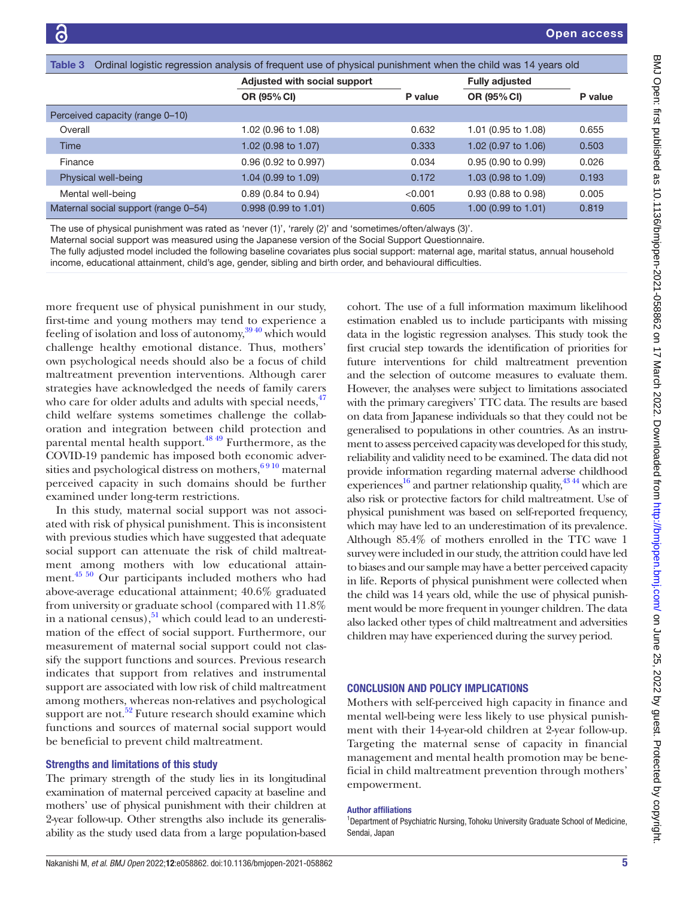Table 3 Ordinal logistic regression analysis of frequent use of physical punishment when the child was 14 years old

| | Adjusted with social support | | Fully adjusted | |
|---|---|---|---|---|
| | OR (95% CI) | P value | OR (95% CI) | P value |
| Perceived capacity (range 0–10) | | | | |
| Overall | 1.02 (0.96 to 1.08) | 0.632 | 1.01 (0.95 to 1.08) | 0.655 |
| Time | 1.02 (0.98 to 1.07) | 0.333 | 1.02 (0.97 to 1.06) | 0.503 |
| Finance | 0.96 (0.92 to 0.997) | 0.034 | 0.95 (0.90 to 0.99) | 0.026 |
| Physical well-being | 1.04 (0.99 to 1.09) | 0.172 | 1.03 (0.98 to 1.09) | 0.193 |
| Mental well-being | 0.89 (0.84 to 0.94) | <0.001 | 0.93 (0.88 to 0.98) | 0.005 |
| Maternal social support (range 0–54) | 0.998 (0.99 to 1.01) | 0.605 | 1.00 (0.99 to 1.01) | 0.819 |

The use of physical punishment was rated as 'never (1)', 'rarely (2)' and 'sometimes/often/always (3)'.
Maternal social support was measured using the Japanese version of the Social Support Questionnaire.
The fully adjusted model included the following baseline covariates plus social support: maternal age, marital status, annual household income, educational attainment, child's age, gender, sibling and birth order, and behavioural difficulties.

more frequent use of physical punishment in our study, first-time and young mothers may tend to experience a feeling of isolation and loss of autonomy,[39 40] which would challenge healthy emotional distance. Thus, mothers' own psychological needs should also be a focus of child maltreatment prevention interventions. Although carer strategies have acknowledged the needs of family carers who care for older adults and adults with special needs,[47] child welfare systems sometimes challenge the collaboration and integration between child protection and parental mental health support.[48 49] Furthermore, as the COVID-19 pandemic has imposed both economic adversities and psychological distress on mothers,[6 9 10] maternal perceived capacity in such domains should be further examined under long-term restrictions.

In this study, maternal social support was not associated with risk of physical punishment. This is inconsistent with previous studies which have suggested that adequate social support can attenuate the risk of child maltreatment among mothers with low educational attainment.[45 50] Our participants included mothers who had above-average educational attainment; 40.6% graduated from university or graduate school (compared with 11.8% in a national census),[51] which could lead to an underestimation of the effect of social support. Furthermore, our measurement of maternal social support could not classify the support functions and sources. Previous research indicates that support from relatives and instrumental support are associated with low risk of child maltreatment among mothers, whereas non-relatives and psychological support are not.[52] Future research should examine which functions and sources of maternal social support would be beneficial to prevent child maltreatment.

### Strengths and limitations of this study

The primary strength of the study lies in its longitudinal examination of maternal perceived capacity at baseline and mothers' use of physical punishment with their children at 2-year follow-up. Other strengths also include its generalisability as the study used data from a large population-based cohort. The use of a full information maximum likelihood estimation enabled us to include participants with missing data in the logistic regression analyses. This study took the first crucial step towards the identification of priorities for future interventions for child maltreatment prevention and the selection of outcome measures to evaluate them. However, the analyses were subject to limitations associated with the primary caregivers' TTC data. The results are based on data from Japanese individuals so that they could not be generalised to populations in other countries. As an instrument to assess perceived capacity was developed for this study, reliability and validity need to be examined. The data did not provide information regarding maternal adverse childhood experiences[16] and partner relationship quality,[43 44] which are also risk or protective factors for child maltreatment. Use of physical punishment was based on self-reported frequency, which may have led to an underestimation of its prevalence. Although 85.4% of mothers enrolled in the TTC wave 1 survey were included in our study, the attrition could have led to biases and our sample may have a better perceived capacity in life. Reports of physical punishment were collected when the child was 14 years old, while the use of physical punishment would be more frequent in younger children. The data also lacked other types of child maltreatment and adversities children may have experienced during the survey period.

## CONCLUSION AND POLICY IMPLICATIONS

Mothers with self-perceived high capacity in finance and mental well-being were less likely to use physical punishment with their 14-year-old children at 2-year follow-up. Targeting the maternal sense of capacity in financial management and mental health promotion may be beneficial in child maltreatment prevention through mothers' empowerment.

#### Author affiliations

[1]Department of Psychiatric Nursing, Tohoku University Graduate School of Medicine, Sendai, Japan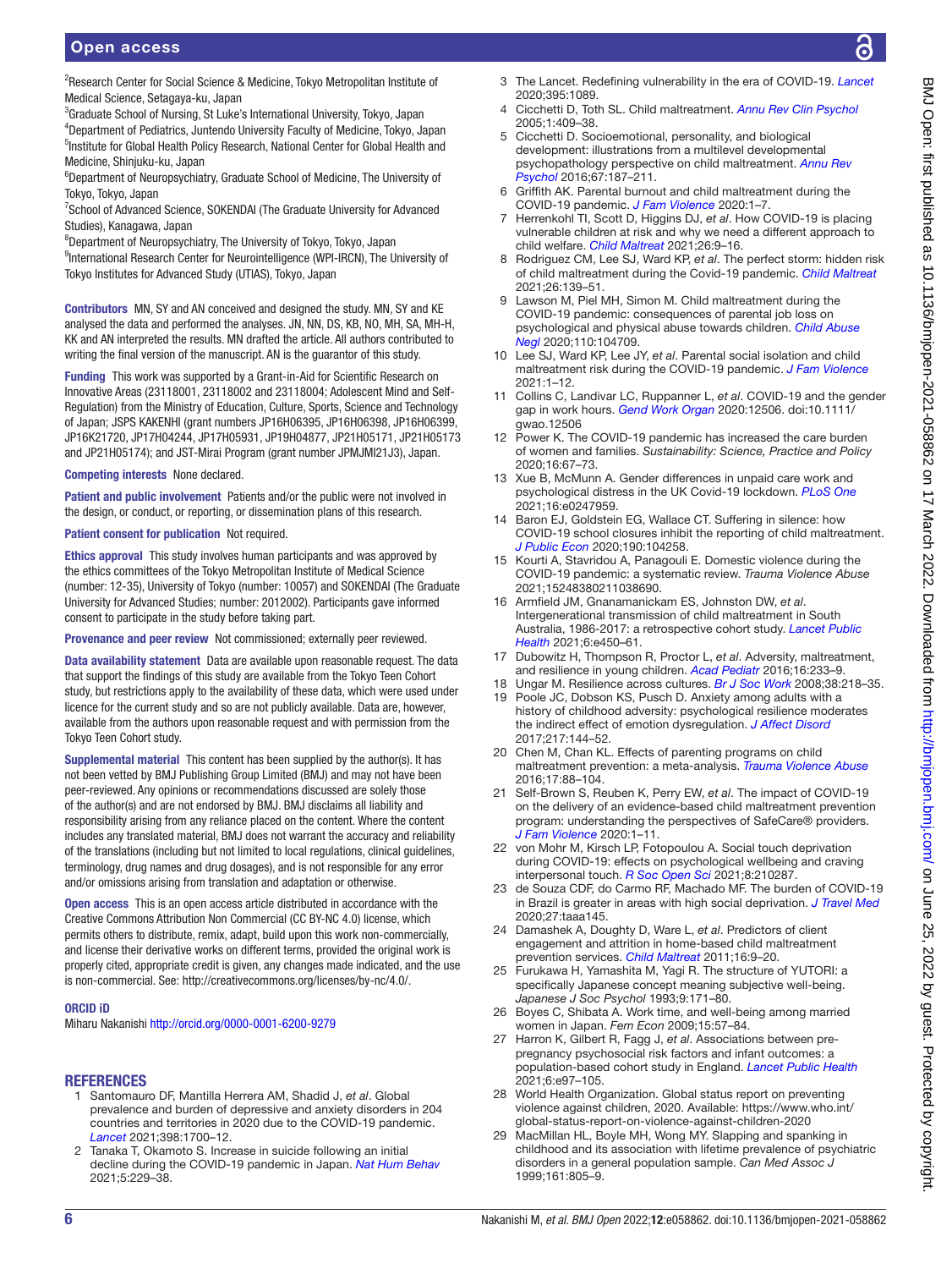[2]Research Center for Social Science & Medicine, Tokyo Metropolitan Institute of Medical Science, Setagaya-ku, Japan
[3]Graduate School of Nursing, St Luke's International University, Tokyo, Japan
[4]Department of Pediatrics, Juntendo University Faculty of Medicine, Tokyo, Japan
[5]Institute for Global Health Policy Research, National Center for Global Health and Medicine, Shinjuku-ku, Japan
[6]Department of Neuropsychiatry, Graduate School of Medicine, The University of Tokyo, Tokyo, Japan
[7]School of Advanced Science, SOKENDAI (The Graduate University for Advanced Studies), Kanagawa, Japan
[8]Department of Neuropsychiatry, The University of Tokyo, Tokyo, Japan
[9]International Research Center for Neurointelligence (WPI-IRCN), The University of Tokyo Institutes for Advanced Study (UTIAS), Tokyo, Japan

**Contributors** MN, SY and AN conceived and designed the study. MN, SY and KE analysed the data and performed the analyses. JN, NN, DS, KB, NO, MH, SA, MH-H, KK and AN interpreted the results. MN drafted the article. All authors contributed to writing the final version of the manuscript. AN is the guarantor of this study.

**Funding** This work was supported by a Grant-in-Aid for Scientific Research on Innovative Areas (23118001, 23118002 and 23118004; Adolescent Mind and Self-Regulation) from the Ministry of Education, Culture, Sports, Science and Technology of Japan; JSPS KAKENHI (grant numbers JP16H06395, JP16H06398, JP16H06399, JP16K21720, JP17H04244, JP17H05931, JP19H04877, JP21H05171, JP21H05173 and JP21H05174); and JST-Mirai Program (grant number JPMJMI21J3), Japan.

**Competing interests** None declared.

**Patient and public involvement** Patients and/or the public were not involved in the design, or conduct, or reporting, or dissemination plans of this research.

**Patient consent for publication** Not required.

**Ethics approval** This study involves human participants and was approved by the ethics committees of the Tokyo Metropolitan Institute of Medical Science (number: 12-35), University of Tokyo (number: 10057) and SOKENDAI (The Graduate University for Advanced Studies; number: 2012002). Participants gave informed consent to participate in the study before taking part.

**Provenance and peer review** Not commissioned; externally peer reviewed.

**Data availability statement** Data are available upon reasonable request. The data that support the findings of this study are available from the Tokyo Teen Cohort study, but restrictions apply to the availability of these data, which were used under licence for the current study and so are not publicly available. Data are, however, available from the authors upon reasonable request and with permission from the Tokyo Teen Cohort study.

**Supplemental material** This content has been supplied by the author(s). It has not been vetted by BMJ Publishing Group Limited (BMJ) and may not have been peer-reviewed. Any opinions or recommendations discussed are solely those of the author(s) and are not endorsed by BMJ. BMJ disclaims all liability and responsibility arising from any reliance placed on the content. Where the content includes any translated material, BMJ does not warrant the accuracy and reliability of the translations (including but not limited to local regulations, clinical guidelines, terminology, drug names and drug dosages), and is not responsible for any error and/or omissions arising from translation and adaptation or otherwise.

**Open access** This is an open access article distributed in accordance with the Creative Commons Attribution Non Commercial (CC BY-NC 4.0) license, which permits others to distribute, remix, adapt, build upon this work non-commercially, and license their derivative works on different terms, provided the original work is properly cited, appropriate credit is given, any changes made indicated, and the use is non-commercial. See: http://creativecommons.org/licenses/by-nc/4.0/.

### ORCID iD

Miharu Nakanishi http://orcid.org/0000-0001-6200-9279

## REFERENCES

1. Santomauro DF, Mantilla Herrera AM, Shadid J, *et al*. Global prevalence and burden of depressive and anxiety disorders in 204 countries and territories in 2020 due to the COVID-19 pandemic. *Lancet* 2021;398:1700–12.
2. Tanaka T, Okamoto S. Increase in suicide following an initial decline during the COVID-19 pandemic in Japan. *Nat Hum Behav* 2021;5:229–38.
3. The Lancet. Redefining vulnerability in the era of COVID-19. *Lancet* 2020;395:1089.
4. Cicchetti D, Toth SL. Child maltreatment. *Annu Rev Clin Psychol* 2005;1:409–38.
5. Cicchetti D. Socioemotional, personality, and biological development: illustrations from a multilevel developmental psychopathology perspective on child maltreatment. *Annu Rev Psychol* 2016;67:187–211.
6. Griffith AK. Parental burnout and child maltreatment during the COVID-19 pandemic. *J Fam Violence* 2020:1–7.
7. Herrenkohl TI, Scott D, Higgins DJ, *et al*. How COVID-19 is placing vulnerable children at risk and why we need a different approach to child welfare. *Child Maltreat* 2021;26:9–16.
8. Rodriguez CM, Lee SJ, Ward KP, *et al*. The perfect storm: hidden risk of child maltreatment during the Covid-19 pandemic. *Child Maltreat* 2021;26:139–51.
9. Lawson M, Piel MH, Simon M. Child maltreatment during the COVID-19 pandemic: consequences of parental job loss on psychological and physical abuse towards children. *Child Abuse Negl* 2020;110:104709.
10. Lee SJ, Ward KP, Lee JY, *et al*. Parental social isolation and child maltreatment risk during the COVID-19 pandemic. *J Fam Violence* 2021:1–12.
11. Collins C, Landivar LC, Ruppanner L, *et al*. COVID-19 and the gender gap in work hours. *Gend Work Organ* 2020:12506. doi:10.1111/gwao.12506
12. Power K. The COVID-19 pandemic has increased the care burden of women and families. *Sustainability: Science, Practice and Policy* 2020;16:67–73.
13. Xue B, McMunn A. Gender differences in unpaid care work and psychological distress in the UK Covid-19 lockdown. *PLoS One* 2021;16:e0247959.
14. Baron EJ, Goldstein EG, Wallace CT. Suffering in silence: how COVID-19 school closures inhibit the reporting of child maltreatment. *J Public Econ* 2020;190:104258.
15. Kourti A, Stavridou A, Panagouli E. Domestic violence during the COVID-19 pandemic: a systematic review. *Trauma Violence Abuse* 2021;15248380211038690.
16. Armfield JM, Gnanamanickam ES, Johnston DW, *et al*. Intergenerational transmission of child maltreatment in South Australia, 1986-2017: a retrospective cohort study. *Lancet Public Health* 2021;6:e450–61.
17. Dubowitz H, Thompson R, Proctor L, *et al*. Adversity, maltreatment, and resilience in young children. *Acad Pediatr* 2016;16:233–9.
18. Ungar M. Resilience across cultures. *Br J Soc Work* 2008;38:218–35.
19. Poole JC, Dobson KS, Pusch D. Anxiety among adults with a history of childhood adversity: psychological resilience moderates the indirect effect of emotion dysregulation. *J Affect Disord* 2017;217:144–52.
20. Chen M, Chan KL. Effects of parenting programs on child maltreatment prevention: a meta-analysis. *Trauma Violence Abuse* 2016;17:88–104.
21. Self-Brown S, Reuben K, Perry EW, *et al*. The impact of COVID-19 on the delivery of an evidence-based child maltreatment prevention program: understanding the perspectives of SafeCare® providers. *J Fam Violence* 2020:1–11.
22. von Mohr M, Kirsch LP, Fotopoulou A. Social touch deprivation during COVID-19: effects on psychological wellbeing and craving interpersonal touch. *R Soc Open Sci* 2021;8:210287.
23. de Souza CDF, do Carmo RF, Machado MF. The burden of COVID-19 in Brazil is greater in areas with high social deprivation. *J Travel Med* 2020;27:taaa145.
24. Damashek A, Doughty D, Ware L, *et al*. Predictors of client engagement and attrition in home-based child maltreatment prevention services. *Child Maltreat* 2011;16:9–20.
25. Furukawa H, Yamashita M, Yagi R. The structure of YUTORI: a specifically Japanese concept meaning subjective well-being. *Japanese J Soc Psychol* 1993;9:171–80.
26. Boyes C, Shibata A. Work time, and well-being among married women in Japan. *Fem Econ* 2009;15:57–84.
27. Harron K, Gilbert R, Fagg J, *et al*. Associations between pre-pregnancy psychosocial risk factors and infant outcomes: a population-based cohort study in England. *Lancet Public Health* 2021;6:e97–105.
28. World Health Organization. Global status report on preventing violence against children, 2020. Available: https://www.who.int/global-status-report-on-violence-against-children-2020
29. MacMillan HL, Boyle MH, Wong MY. Slapping and spanking in childhood and its association with lifetime prevalence of psychiatric disorders in a general population sample. *Can Med Assoc J* 1999;161:805–9.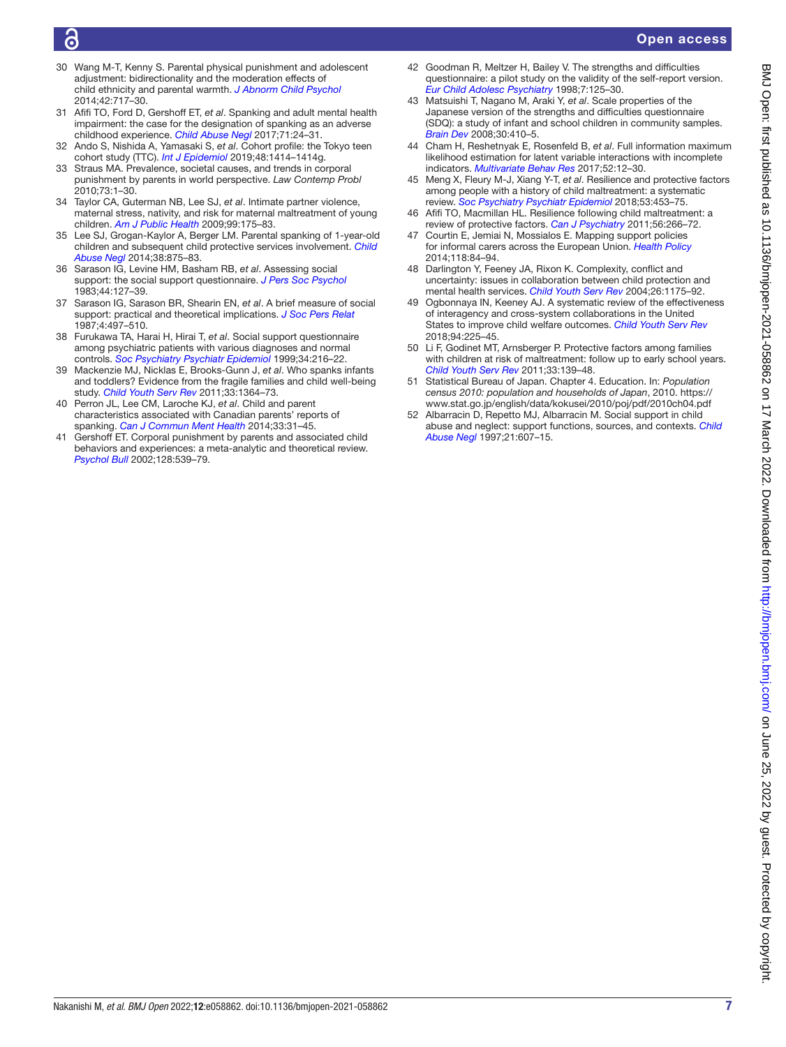30 Wang M-T, Kenny S. Parental physical punishment and adolescent adjustment: bidirectionality and the moderation effects of child ethnicity and parental warmth. *J Abnorm Child Psychol* 2014;42:717–30.
31 Afifi TO, Ford D, Gershoff ET, *et al*. Spanking and adult mental health impairment: the case for the designation of spanking as an adverse childhood experience. *Child Abuse Negl* 2017;71:24–31.
32 Ando S, Nishida A, Yamasaki S, *et al*. Cohort profile: the Tokyo teen cohort study (TTC). *Int J Epidemiol* 2019;48:1414–1414g.
33 Straus MA. Prevalence, societal causes, and trends in corporal punishment by parents in world perspective. *Law Contemp Probl* 2010;73:1–30.
34 Taylor CA, Guterman NB, Lee SJ, *et al*. Intimate partner violence, maternal stress, nativity, and risk for maternal maltreatment of young children. *Am J Public Health* 2009;99:175–83.
35 Lee SJ, Grogan-Kaylor A, Berger LM. Parental spanking of 1-year-old children and subsequent child protective services involvement. *Child Abuse Negl* 2014;38:875–83.
36 Sarason IG, Levine HM, Basham RB, *et al*. Assessing social support: the social support questionnaire. *J Pers Soc Psychol* 1983;44:127–39.
37 Sarason IG, Sarason BR, Shearin EN, *et al*. A brief measure of social support: practical and theoretical implications. *J Soc Pers Relat* 1987;4:497–510.
38 Furukawa TA, Harai H, Hirai T, *et al*. Social support questionnaire among psychiatric patients with various diagnoses and normal controls. *Soc Psychiatry Psychiatr Epidemiol* 1999;34:216–22.
39 Mackenzie MJ, Nicklas E, Brooks-Gunn J, *et al*. Who spanks infants and toddlers? Evidence from the fragile families and child well-being study. *Child Youth Serv Rev* 2011;33:1364–73.
40 Perron JL, Lee CM, Laroche KJ, *et al*. Child and parent characteristics associated with Canadian parents' reports of spanking. *Can J Commun Ment Health* 2014;33:31–45.
41 Gershoff ET. Corporal punishment by parents and associated child behaviors and experiences: a meta-analytic and theoretical review. *Psychol Bull* 2002;128:539–79.
42 Goodman R, Meltzer H, Bailey V. The strengths and difficulties questionnaire: a pilot study on the validity of the self-report version. *Eur Child Adolesc Psychiatry* 1998;7:125–30.
43 Matsuishi T, Nagano M, Araki Y, *et al*. Scale properties of the Japanese version of the strengths and difficulties questionnaire (SDQ): a study of infant and school children in community samples. *Brain Dev* 2008;30:410–5.
44 Cham H, Reshetnyak E, Rosenfeld B, *et al*. Full information maximum likelihood estimation for latent variable interactions with incomplete indicators. *Multivariate Behav Res* 2017;52:12–30.
45 Meng X, Fleury M-J, Xiang Y-T, *et al*. Resilience and protective factors among people with a history of child maltreatment: a systematic review. *Soc Psychiatry Psychiatr Epidemiol* 2018;53:453–75.
46 Afifi TO, Macmillan HL. Resilience following child maltreatment: a review of protective factors. *Can J Psychiatry* 2011;56:266–72.
47 Courtin E, Jemiai N, Mossialos E. Mapping support policies for informal carers across the European Union. *Health Policy* 2014;118:84–94.
48 Darlington Y, Feeney JA, Rixon K. Complexity, conflict and uncertainty: issues in collaboration between child protection and mental health services. *Child Youth Serv Rev* 2004;26:1175–92.
49 Ogbonnaya IN, Keeney AJ. A systematic review of the effectiveness of interagency and cross-system collaborations in the United States to improve child welfare outcomes. *Child Youth Serv Rev* 2018;94:225–45.
50 Li F, Godinet MT, Arnsberger P. Protective factors among families with children at risk of maltreatment: follow up to early school years. *Child Youth Serv Rev* 2011;33:139–48.
51 Statistical Bureau of Japan. Chapter 4. Education. In: *Population census 2010: population and households of Japan*, 2010. https://www.stat.go.jp/english/data/kokusei/2010/poj/pdf/2010ch04.pdf
52 Albarracin D, Repetto MJ, Albarracin M. Social support in child abuse and neglect: support functions, sources, and contexts. *Child Abuse Negl* 1997;21:607–15.